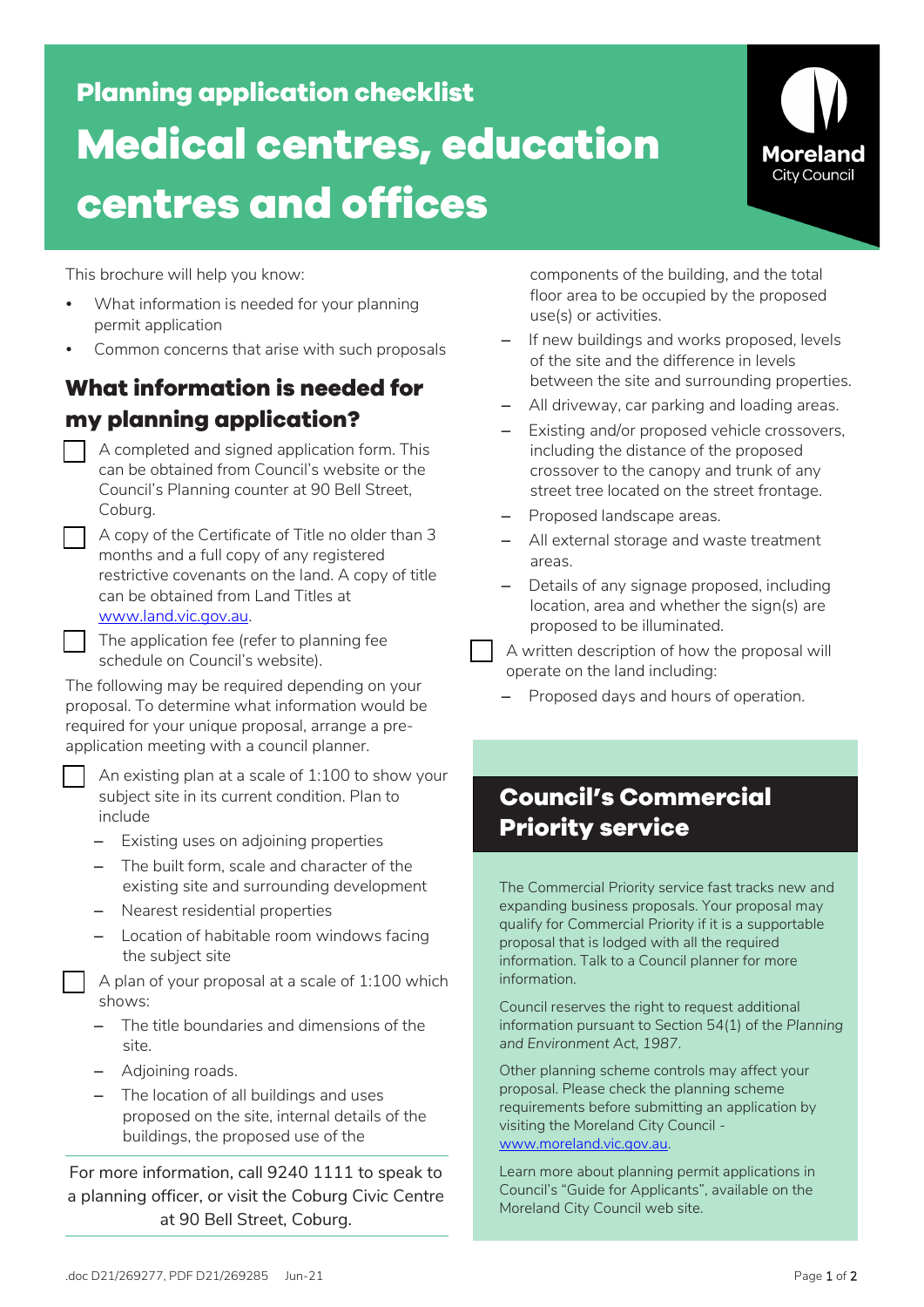Planning application checklist

# Medical centres, education centres and offices

Moreland City Council

This brochure will help you know:

- What information is needed for your planning permit application
- Common concerns that arise with such proposals

## What information is needed for my planning application?

- [ ] A completed and signed application form. This can be obtained from Council's website or the Council's Planning counter at 90 Bell Street, Coburg.
- [ ] A copy of the Certificate of Title no older than 3 months and a full copy of any registered restrictive covenants on the land. A copy of title can be obtained from Land Titles at [www.land.vic.gov.au](http://www.land.vic.gov.au).
- [ ] The application fee (refer to planning fee schedule on Council's website).

The following may be required depending on your proposal. To determine what information would be required for your unique proposal, arrange a pre-application meeting with a council planner.

- [ ] An existing plan at a scale of 1:100 to show your subject site in its current condition. Plan to include
  - Existing uses on adjoining properties
  - The built form, scale and character of the existing site and surrounding development
  - Nearest residential properties
  - Location of habitable room windows facing the subject site
- [ ] A plan of your proposal at a scale of 1:100 which shows:
  - The title boundaries and dimensions of the site.
  - Adjoining roads.
  - The location of all buildings and uses proposed on the site, internal details of the buildings, the proposed use of the components of the building, and the total floor area to be occupied by the proposed use(s) or activities.
  - If new buildings and works proposed, levels of the site and the difference in levels between the site and surrounding properties.
  - All driveway, car parking and loading areas.
  - Existing and/or proposed vehicle crossovers, including the distance of the proposed crossover to the canopy and trunk of any street tree located on the street frontage.
  - Proposed landscape areas.
  - All external storage and waste treatment areas.
  - Details of any signage proposed, including location, area and whether the sign(s) are proposed to be illuminated.
- [ ] A written description of how the proposal will operate on the land including:
  - Proposed days and hours of operation.

For more information, call 9240 1111 to speak to a planning officer, or visit the Coburg Civic Centre at 90 Bell Street, Coburg.

## Council's Commercial Priority service

The Commercial Priority service fast tracks new and expanding business proposals. Your proposal may qualify for Commercial Priority if it is a supportable proposal that is lodged with all the required information. Talk to a Council planner for more information.

Council reserves the right to request additional information pursuant to Section 54(1) of the *Planning and Environment Act, 1987*.

Other planning scheme controls may affect your proposal. Please check the planning scheme requirements before submitting an application by visiting the Moreland City Council - [www.moreland.vic.gov.au](http://www.moreland.vic.gov.au).

Learn more about planning permit applications in Council's "Guide for Applicants", available on the Moreland City Council web site.

.doc D21/269277, PDF D21/269285 Jun-21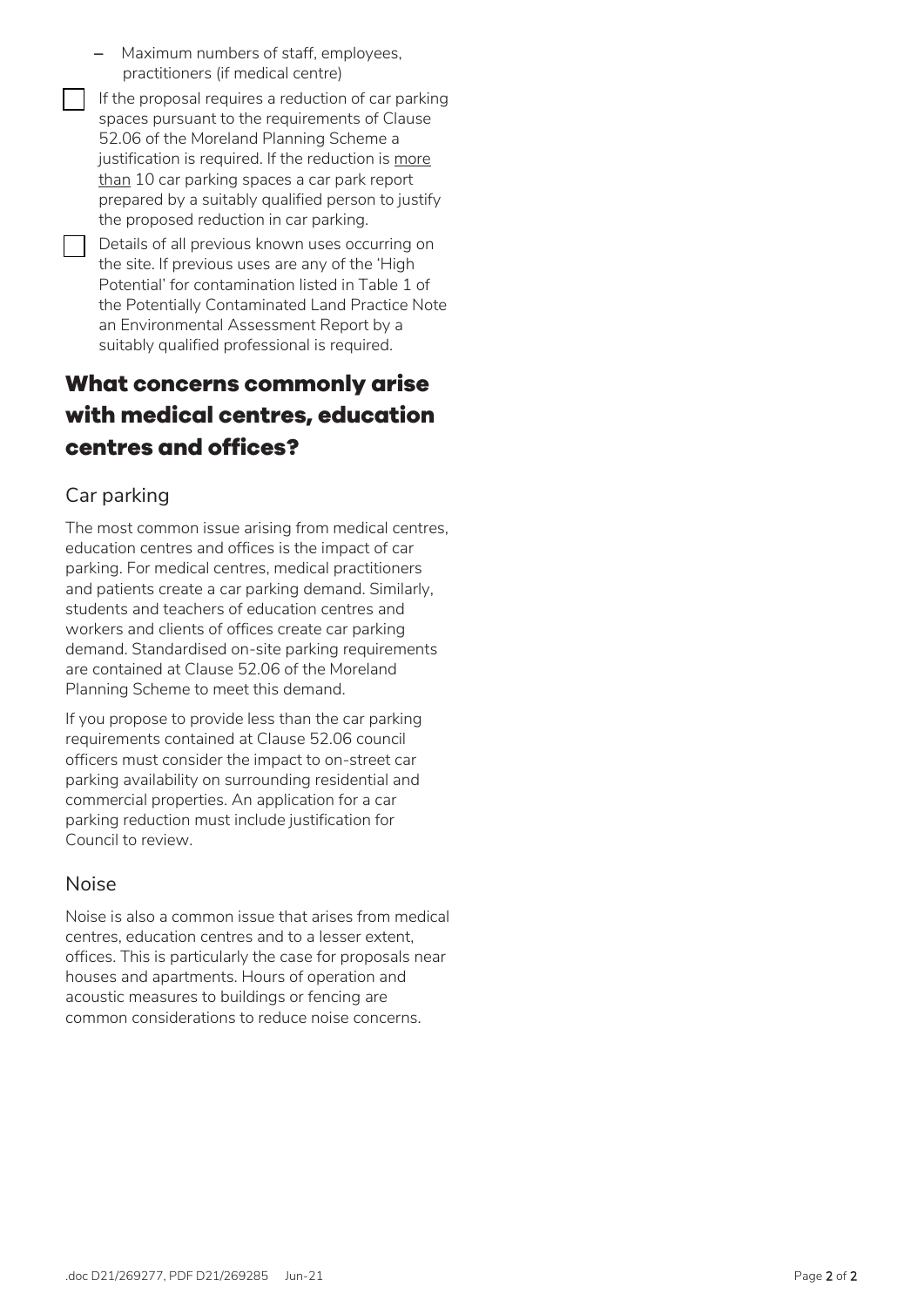- Maximum numbers of staff, employees, practitioners (if medical centre)

- [ ] If the proposal requires a reduction of car parking spaces pursuant to the requirements of Clause 52.06 of the Moreland Planning Scheme a justification is required. If the reduction is more than 10 car parking spaces a car park report prepared by a suitably qualified person to justify the proposed reduction in car parking.
- [ ] Details of all previous known uses occurring on the site. If previous uses are any of the 'High Potential' for contamination listed in Table 1 of the Potentially Contaminated Land Practice Note an Environmental Assessment Report by a suitably qualified professional is required.

## What concerns commonly arise with medical centres, education centres and offices?

### Car parking

The most common issue arising from medical centres, education centres and offices is the impact of car parking. For medical centres, medical practitioners and patients create a car parking demand. Similarly, students and teachers of education centres and workers and clients of offices create car parking demand. Standardised on-site parking requirements are contained at Clause 52.06 of the Moreland Planning Scheme to meet this demand.

If you propose to provide less than the car parking requirements contained at Clause 52.06 council officers must consider the impact to on-street car parking availability on surrounding residential and commercial properties. An application for a car parking reduction must include justification for Council to review.

### Noise

Noise is also a common issue that arises from medical centres, education centres and to a lesser extent, offices. This is particularly the case for proposals near houses and apartments. Hours of operation and acoustic measures to buildings or fencing are common considerations to reduce noise concerns.

.doc D21/269277, PDF D21/269285 Jun-21